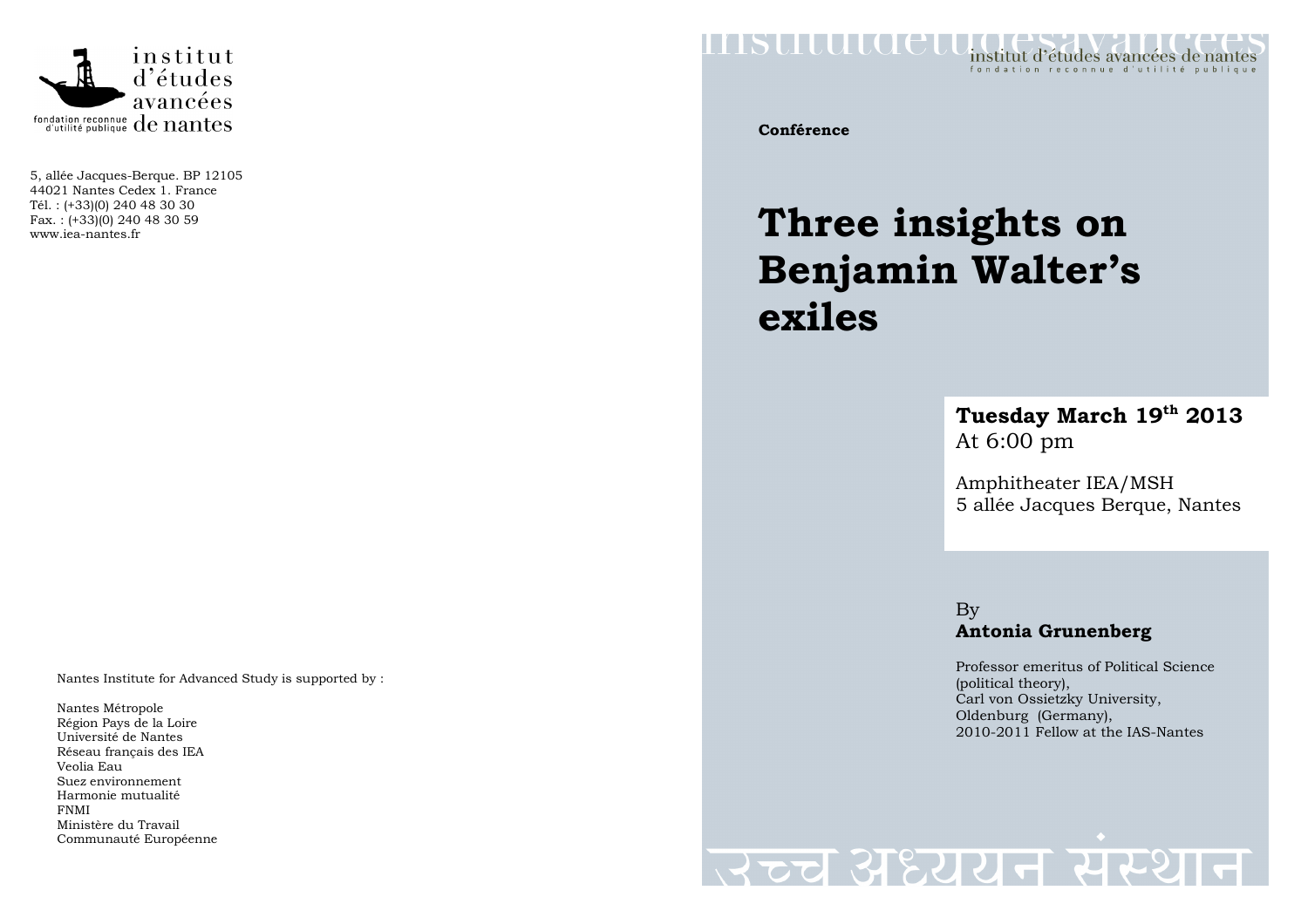institut d'études avancées de nantes

fondation reconnue d'utilité publique

5, allée Jacques-Berque. BP 12105
44021 Nantes Cedex 1. France
Tél. : (+33)(0) 240 48 30 30
Fax. : (+33)(0) 240 48 30 59
www.iea-nantes.fr

Nantes Institute for Advanced Study is supported by :

Nantes Métropole
Région Pays de la Loire
Université de Nantes
Réseau français des IEA
Veolia Eau
Suez environnement
Harmonie mutualité
FNMI
Ministère du Travail
Communauté Européenne

institut d'études avancées de nantes
fondation reconnue d'utilité publique

**Conférence**

# Three insights on Benjamin Walter's exiles

**Tuesday March 19th 2013**
At 6:00 pm

Amphitheater IEA/MSH
5 allée Jacques Berque, Nantes

By
**Antonia Grunenberg**

Professor emeritus of Political Science (political theory),
Carl von Ossietzky University,
Oldenburg (Germany),
2010-2011 Fellow at the IAS-Nantes

उच्च अध्ययन संस्थान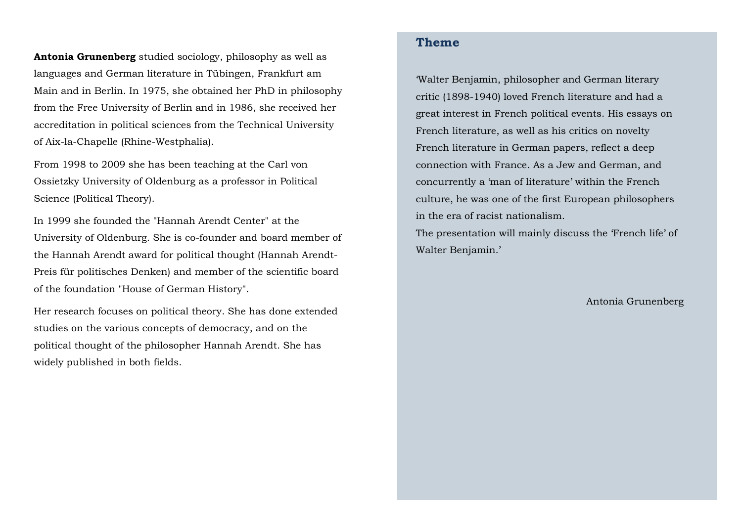**Antonia Grunenberg** studied sociology, philosophy as well as languages and German literature in Tübingen, Frankfurt am Main and in Berlin. In 1975, she obtained her PhD in philosophy from the Free University of Berlin and in 1986, she received her accreditation in political sciences from the Technical University of Aix-la-Chapelle (Rhine-Westphalia).

From 1998 to 2009 she has been teaching at the Carl von Ossietzky University of Oldenburg as a professor in Political Science (Political Theory).

In 1999 she founded the "Hannah Arendt Center" at the University of Oldenburg. She is co-founder and board member of the Hannah Arendt award for political thought (Hannah Arendt-Preis für politisches Denken) and member of the scientific board of the foundation "House of German History".

Her research focuses on political theory. She has done extended studies on the various concepts of democracy, and on the political thought of the philosopher Hannah Arendt. She has widely published in both fields.

## Theme

'Walter Benjamin, philosopher and German literary critic (1898-1940) loved French literature and had a great interest in French political events. His essays on French literature, as well as his critics on novelty French literature in German papers, reflect a deep connection with France. As a Jew and German, and concurrently a 'man of literature' within the French culture, he was one of the first European philosophers in the era of racist nationalism.
The presentation will mainly discuss the 'French life' of Walter Benjamin.'

Antonia Grunenberg